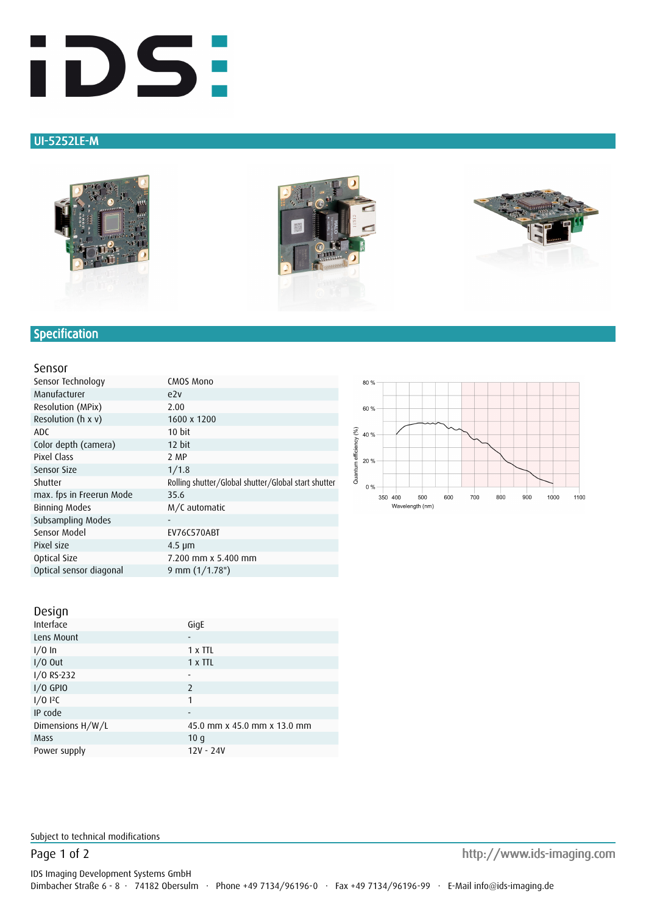# UI-5252LE-M

## Specification

### Sensor

| | |
|---|---|
| Sensor Technology | CMOS Mono |
| Manufacturer | e2v |
| Resolution (MPix) | 2.00 |
| Resolution (h x v) | 1600 x 1200 |
| ADC | 10 bit |
| Color depth (camera) | 12 bit |
| Pixel Class | 2 MP |
| Sensor Size | 1/1.8 |
| Shutter | Rolling shutter/Global shutter/Global start shutter |
| max. fps in Freerun Mode | 35.6 |
| Binning Modes | M/C automatic |
| Subsampling Modes | - |
| Sensor Model | EV76C570ABT |
| Pixel size | 4.5 µm |
| Optical Size | 7.200 mm x 5.400 mm |
| Optical sensor diagonal | 9 mm (1/1.78") |

### Design

| | |
|---|---|
| Interface | GigE |
| Lens Mount | - |
| I/O In | 1 x TTL |
| I/O Out | 1 x TTL |
| I/O RS-232 | - |
| I/O GPIO | 2 |
| I/O I²C | 1 |
| IP code | - |
| Dimensions H/W/L | 45.0 mm x 45.0 mm x 13.0 mm |
| Mass | 10 g |
| Power supply | 12V - 24V |

Subject to technical modifications

http://www.ids-imaging.com

IDS Imaging Development Systems GmbH
Dimbacher Straße 6 - 8 · 74182 Obersulm · Phone +49 7134/96196-0 · Fax +49 7134/96196-99 · E-Mail info@ids-imaging.de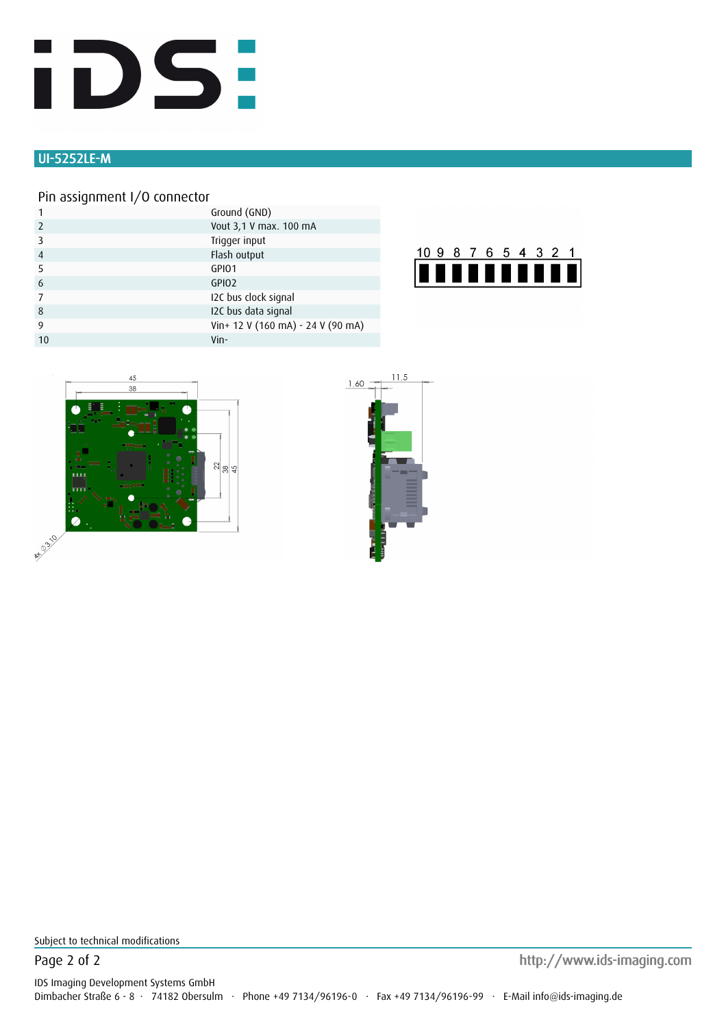## UI-5252LE-M

### Pin assignment I/O connector

| | |
|---|---|
| 1 | Ground (GND) |
| 2 | Vout 3,1 V max. 100 mA |
| 3 | Trigger input |
| 4 | Flash output |
| 5 | GPIO1 |
| 6 | GPIO2 |
| 7 | I2C bus clock signal |
| 8 | I2C bus data signal |
| 9 | Vin+ 12 V (160 mA) - 24 V (90 mA) |
| 10 | Vin- |

10 9 8 7 6 5 4 3 2 1

45
38
22
38
45
4x ∅3.10

1.60
11.5

Subject to technical modifications

IDS Imaging Development Systems GmbH
Dimbacher Straße 6 - 8 · 74182 Obersulm · Phone +49 7134/96196-0 · Fax +49 7134/96196-99 · E-Mail info@ids-imaging.de